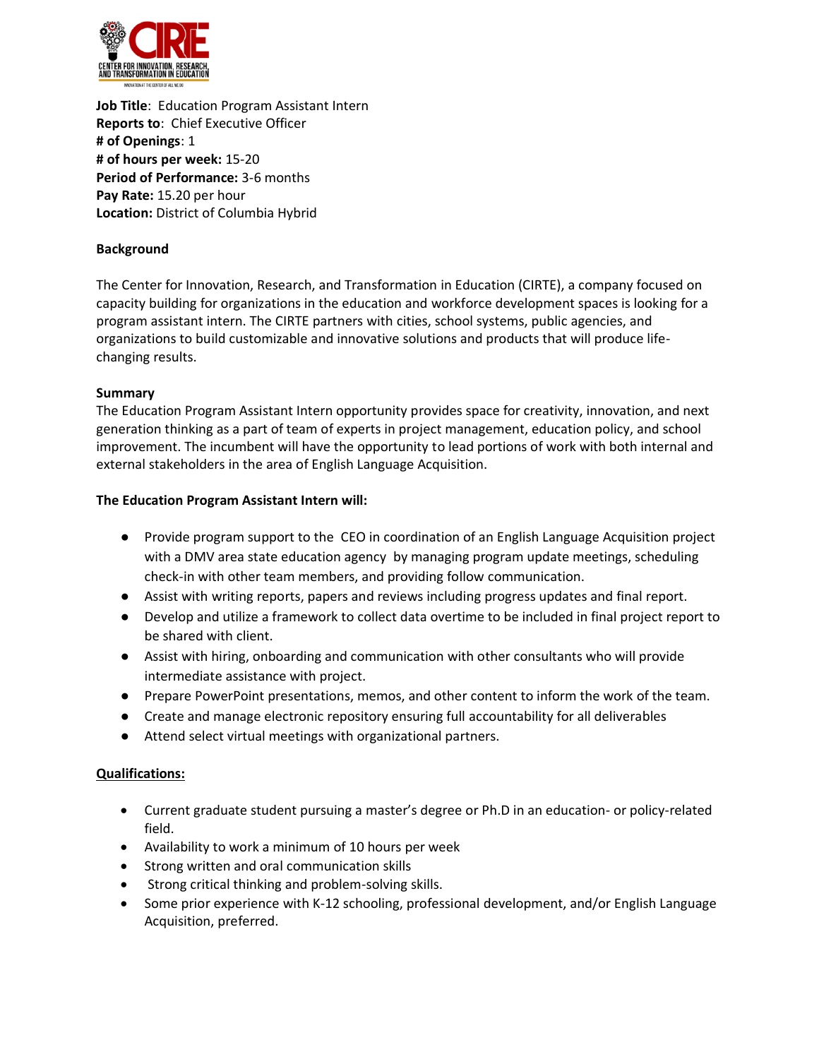**Job Title**: Education Program Assistant Intern
**Reports to**: Chief Executive Officer
**# of Openings**: 1
**# of hours per week:** 15-20
**Period of Performance:** 3-6 months
**Pay Rate:** 15.20 per hour
**Location:** District of Columbia Hybrid

**Background**

The Center for Innovation, Research, and Transformation in Education (CIRTE), a company focused on capacity building for organizations in the education and workforce development spaces is looking for a program assistant intern. The CIRTE partners with cities, school systems, public agencies, and organizations to build customizable and innovative solutions and products that will produce life-changing results.

**Summary**

The Education Program Assistant Intern opportunity provides space for creativity, innovation, and next generation thinking as a part of team of experts in project management, education policy, and school improvement. The incumbent will have the opportunity to lead portions of work with both internal and external stakeholders in the area of English Language Acquisition.

**The Education Program Assistant Intern will:**

- Provide program support to the CEO in coordination of an English Language Acquisition project with a DMV area state education agency by managing program update meetings, scheduling check-in with other team members, and providing follow communication.
- Assist with writing reports, papers and reviews including progress updates and final report.
- Develop and utilize a framework to collect data overtime to be included in final project report to be shared with client.
- Assist with hiring, onboarding and communication with other consultants who will provide intermediate assistance with project.
- Prepare PowerPoint presentations, memos, and other content to inform the work of the team.
- Create and manage electronic repository ensuring full accountability for all deliverables
- Attend select virtual meetings with organizational partners.

**Qualifications:**

- Current graduate student pursuing a master's degree or Ph.D in an education- or policy-related field.
- Availability to work a minimum of 10 hours per week
- Strong written and oral communication skills
- Strong critical thinking and problem-solving skills.
- Some prior experience with K-12 schooling, professional development, and/or English Language Acquisition, preferred.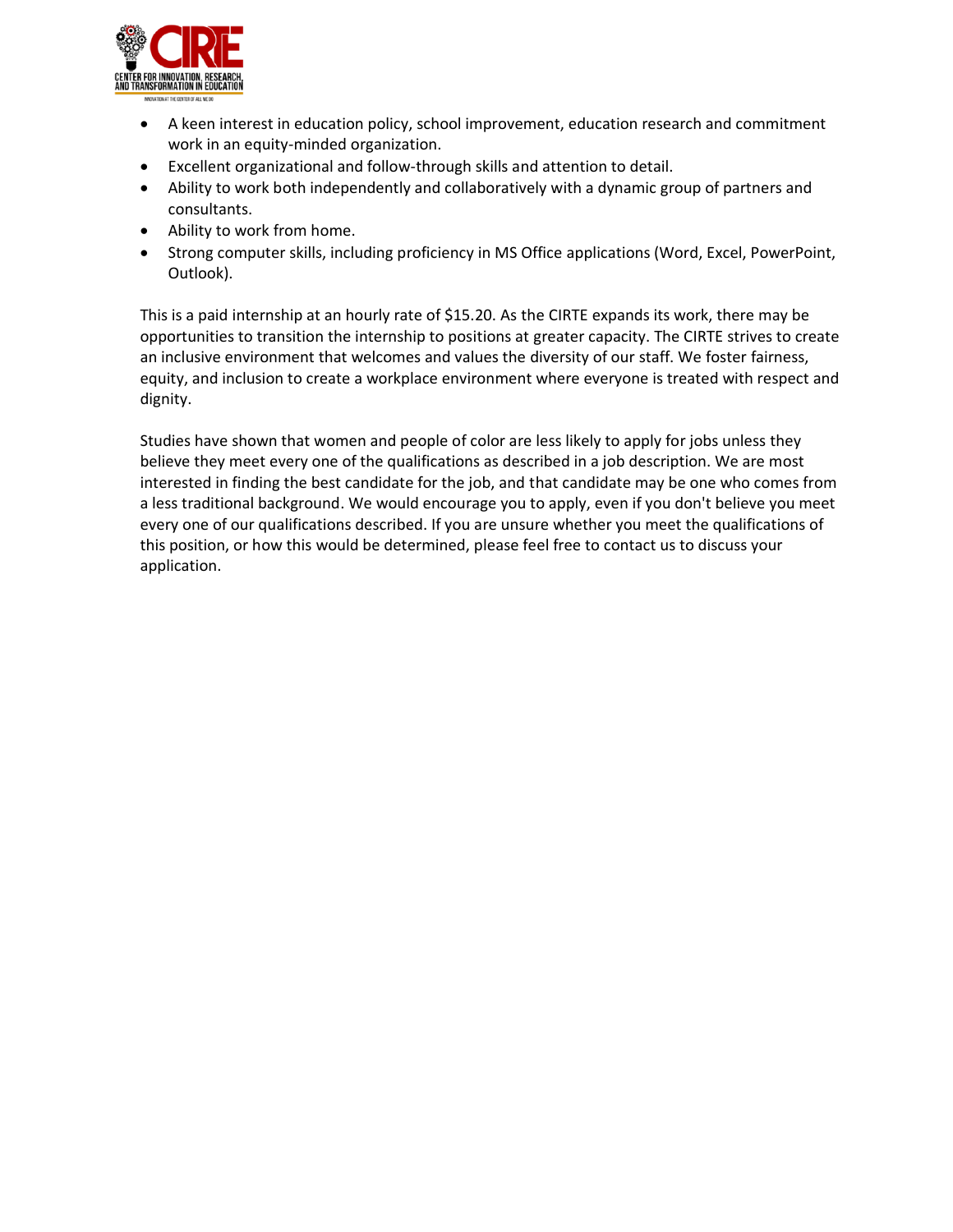- A keen interest in education policy, school improvement, education research and commitment work in an equity-minded organization.
- Excellent organizational and follow-through skills and attention to detail.
- Ability to work both independently and collaboratively with a dynamic group of partners and consultants.
- Ability to work from home.
- Strong computer skills, including proficiency in MS Office applications (Word, Excel, PowerPoint, Outlook).

This is a paid internship at an hourly rate of $15.20. As the CIRTE expands its work, there may be opportunities to transition the internship to positions at greater capacity. The CIRTE strives to create an inclusive environment that welcomes and values the diversity of our staff. We foster fairness, equity, and inclusion to create a workplace environment where everyone is treated with respect and dignity.

Studies have shown that women and people of color are less likely to apply for jobs unless they believe they meet every one of the qualifications as described in a job description. We are most interested in finding the best candidate for the job, and that candidate may be one who comes from a less traditional background. We would encourage you to apply, even if you don't believe you meet every one of our qualifications described. If you are unsure whether you meet the qualifications of this position, or how this would be determined, please feel free to contact us to discuss your application.